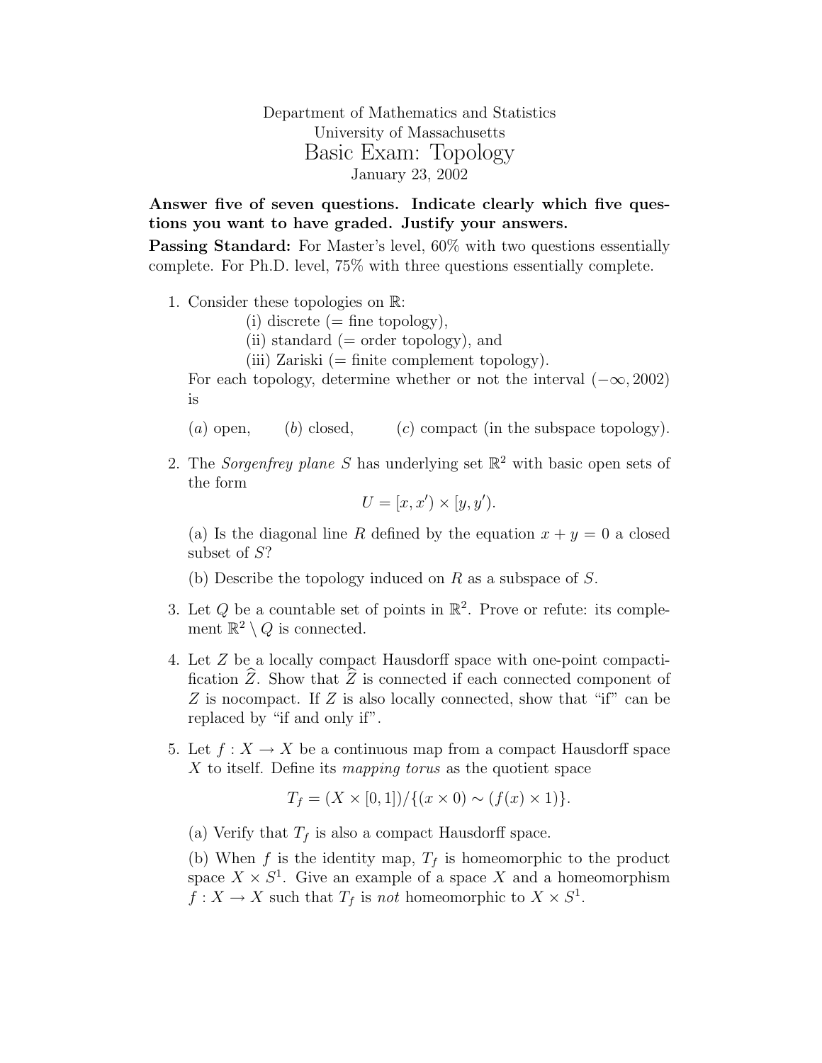Department of Mathematics and Statistics
University of Massachusetts

# Basic Exam: Topology

January 23, 2002

**Answer five of seven questions. Indicate clearly which five questions you want to have graded. Justify your answers.**

**Passing Standard:** For Master's level, 60% with two questions essentially complete. For Ph.D. level, 75% with three questions essentially complete.

1. Consider these topologies on $\mathbb{R}$:
   (i) discrete (= fine topology),
   (ii) standard (= order topology), and
   (iii) Zariski (= finite complement topology).
   For each topology, determine whether or not the interval $(-\infty, 2002)$ is

   (*a*) open, (*b*) closed, (*c*) compact (in the subspace topology).

2. The *Sorgenfrey plane* $S$ has underlying set $\mathbb{R}^2$ with basic open sets of the form
$$U = [x, x') \times [y, y').$$
   (a) Is the diagonal line $R$ defined by the equation $x + y = 0$ a closed subset of $S$?

   (b) Describe the topology induced on $R$ as a subspace of $S$.

3. Let $Q$ be a countable set of points in $\mathbb{R}^2$. Prove or refute: its complement $\mathbb{R}^2 \setminus Q$ is connected.

4. Let $Z$ be a locally compact Hausdorff space with one-point compactification $\widehat{Z}$. Show that $\widehat{Z}$ is connected if each connected component of $Z$ is nocompact. If $Z$ is also locally connected, show that "if" can be replaced by "if and only if".

5. Let $f : X \to X$ be a continuous map from a compact Hausdorff space $X$ to itself. Define its *mapping torus* as the quotient space
$$T_f = (X \times [0, 1])/\{(x \times 0) \sim (f(x) \times 1)\}.$$
   (a) Verify that $T_f$ is also a compact Hausdorff space.

   (b) When $f$ is the identity map, $T_f$ is homeomorphic to the product space $X \times S^1$. Give an example of a space $X$ and a homeomorphism $f : X \to X$ such that $T_f$ is *not* homeomorphic to $X \times S^1$.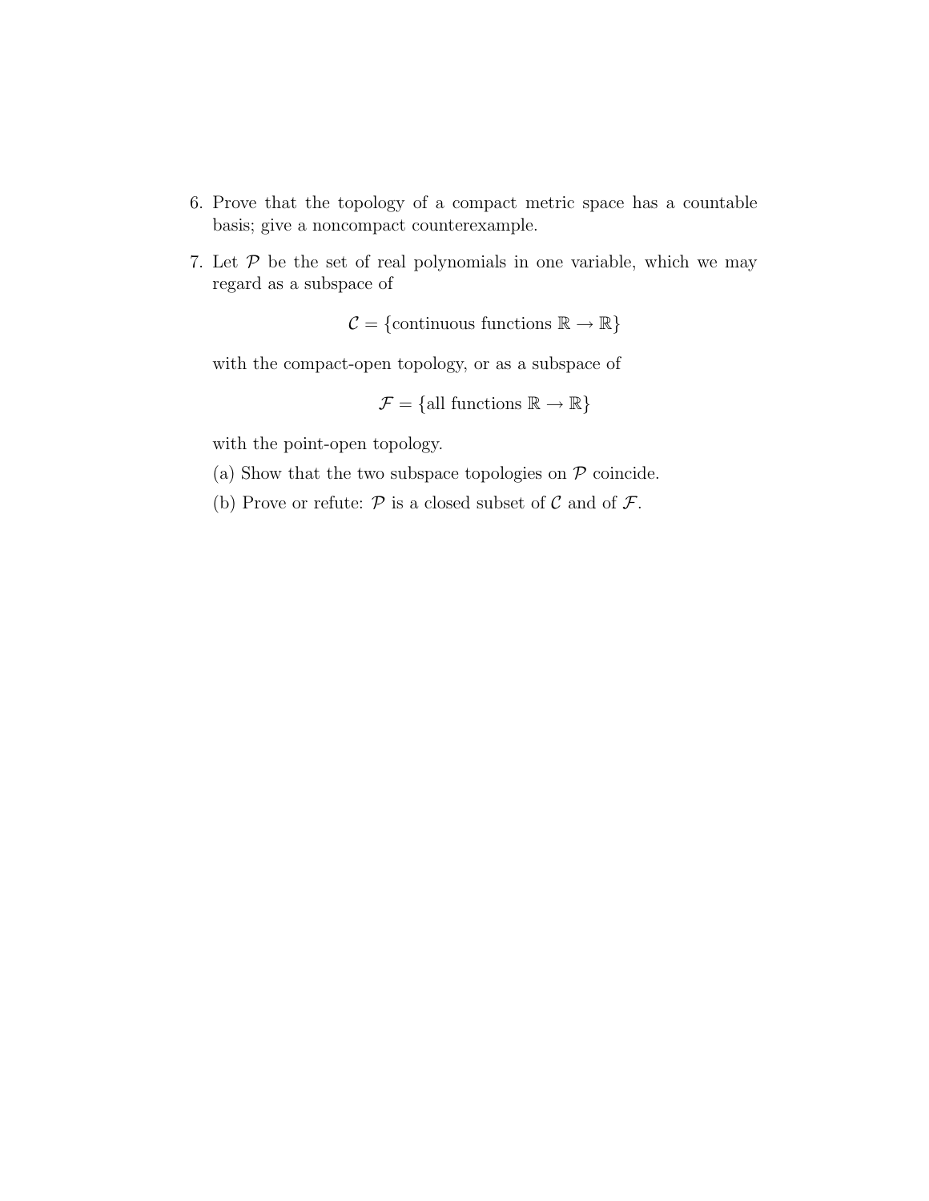6. Prove that the topology of a compact metric space has a countable basis; give a noncompact counterexample.

7. Let $\mathcal{P}$ be the set of real polynomials in one variable, which we may regard as a subspace of

$$\mathcal{C} = \{\text{continuous functions } \mathbb{R} \to \mathbb{R}\}$$

with the compact-open topology, or as a subspace of

$$\mathcal{F} = \{\text{all functions } \mathbb{R} \to \mathbb{R}\}$$

with the point-open topology.

(a) Show that the two subspace topologies on $\mathcal{P}$ coincide.

(b) Prove or refute: $\mathcal{P}$ is a closed subset of $\mathcal{C}$ and of $\mathcal{F}$.